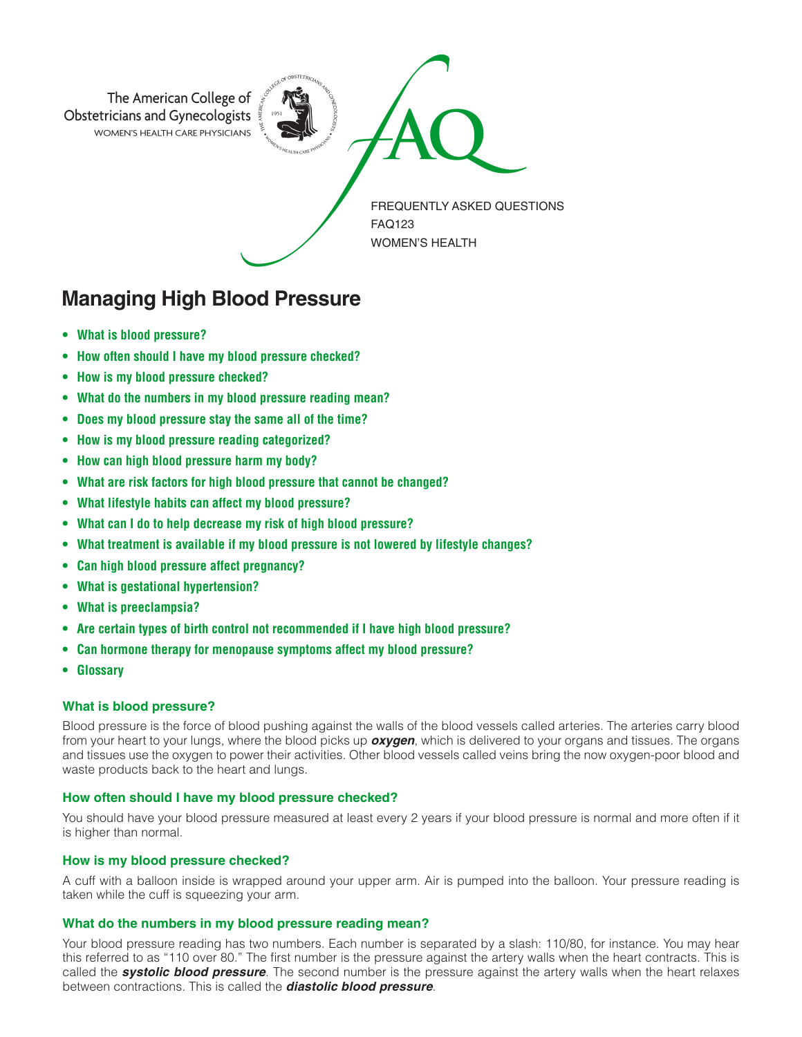The American College of Obstetricians and Gynecologists
WOMEN'S HEALTH CARE PHYSICIANS

FAQ

FREQUENTLY ASKED QUESTIONS
FAQ123
WOMEN'S HEALTH

# Managing High Blood Pressure

- **What is blood pressure?**
- **How often should I have my blood pressure checked?**
- **How is my blood pressure checked?**
- **What do the numbers in my blood pressure reading mean?**
- **Does my blood pressure stay the same all of the time?**
- **How is my blood pressure reading categorized?**
- **How can high blood pressure harm my body?**
- **What are risk factors for high blood pressure that cannot be changed?**
- **What lifestyle habits can affect my blood pressure?**
- **What can I do to help decrease my risk of high blood pressure?**
- **What treatment is available if my blood pressure is not lowered by lifestyle changes?**
- **Can high blood pressure affect pregnancy?**
- **What is gestational hypertension?**
- **What is preeclampsia?**
- **Are certain types of birth control not recommended if I have high blood pressure?**
- **Can hormone therapy for menopause symptoms affect my blood pressure?**
- **Glossary**

### What is blood pressure?

Blood pressure is the force of blood pushing against the walls of the blood vessels called arteries. The arteries carry blood from your heart to your lungs, where the blood picks up ***oxygen***, which is delivered to your organs and tissues. The organs and tissues use the oxygen to power their activities. Other blood vessels called veins bring the now oxygen-poor blood and waste products back to the heart and lungs.

### How often should I have my blood pressure checked?

You should have your blood pressure measured at least every 2 years if your blood pressure is normal and more often if it is higher than normal.

### How is my blood pressure checked?

A cuff with a balloon inside is wrapped around your upper arm. Air is pumped into the balloon. Your pressure reading is taken while the cuff is squeezing your arm.

### What do the numbers in my blood pressure reading mean?

Your blood pressure reading has two numbers. Each number is separated by a slash: 110/80, for instance. You may hear this referred to as "110 over 80." The first number is the pressure against the artery walls when the heart contracts. This is called the ***systolic blood pressure***. The second number is the pressure against the artery walls when the heart relaxes between contractions. This is called the ***diastolic blood pressure***.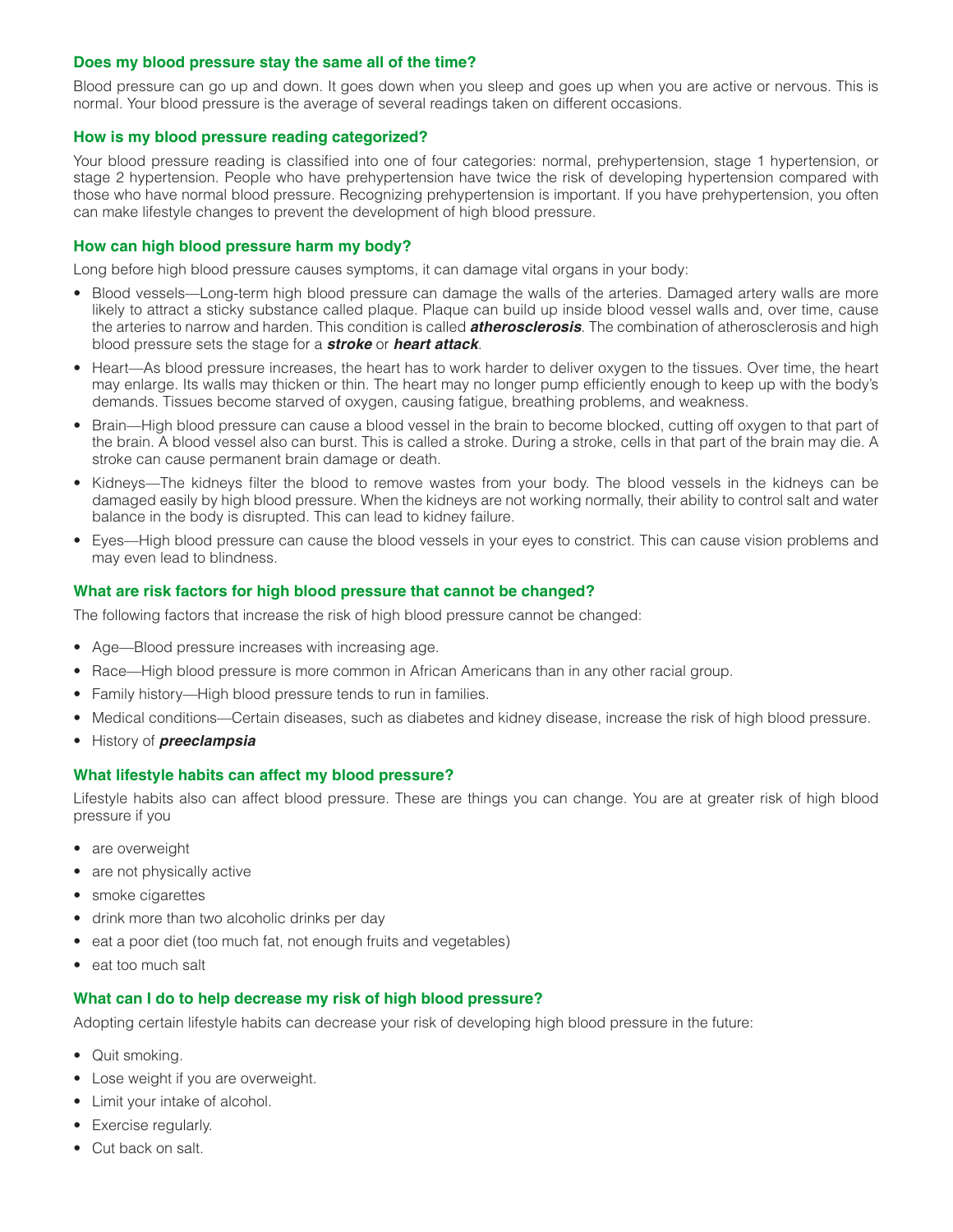### Does my blood pressure stay the same all of the time?

Blood pressure can go up and down. It goes down when you sleep and goes up when you are active or nervous. This is normal. Your blood pressure is the average of several readings taken on different occasions.

### How is my blood pressure reading categorized?

Your blood pressure reading is classified into one of four categories: normal, prehypertension, stage 1 hypertension, or stage 2 hypertension. People who have prehypertension have twice the risk of developing hypertension compared with those who have normal blood pressure. Recognizing prehypertension is important. If you have prehypertension, you often can make lifestyle changes to prevent the development of high blood pressure.

### How can high blood pressure harm my body?

Long before high blood pressure causes symptoms, it can damage vital organs in your body:

- Blood vessels—Long-term high blood pressure can damage the walls of the arteries. Damaged artery walls are more likely to attract a sticky substance called plaque. Plaque can build up inside blood vessel walls and, over time, cause the arteries to narrow and harden. This condition is called ***atherosclerosis***. The combination of atherosclerosis and high blood pressure sets the stage for a ***stroke*** or ***heart attack***.
- Heart—As blood pressure increases, the heart has to work harder to deliver oxygen to the tissues. Over time, the heart may enlarge. Its walls may thicken or thin. The heart may no longer pump efficiently enough to keep up with the body's demands. Tissues become starved of oxygen, causing fatigue, breathing problems, and weakness.
- Brain—High blood pressure can cause a blood vessel in the brain to become blocked, cutting off oxygen to that part of the brain. A blood vessel also can burst. This is called a stroke. During a stroke, cells in that part of the brain may die. A stroke can cause permanent brain damage or death.
- Kidneys—The kidneys filter the blood to remove wastes from your body. The blood vessels in the kidneys can be damaged easily by high blood pressure. When the kidneys are not working normally, their ability to control salt and water balance in the body is disrupted. This can lead to kidney failure.
- Eyes—High blood pressure can cause the blood vessels in your eyes to constrict. This can cause vision problems and may even lead to blindness.

### What are risk factors for high blood pressure that cannot be changed?

The following factors that increase the risk of high blood pressure cannot be changed:

- Age—Blood pressure increases with increasing age.
- Race—High blood pressure is more common in African Americans than in any other racial group.
- Family history—High blood pressure tends to run in families.
- Medical conditions—Certain diseases, such as diabetes and kidney disease, increase the risk of high blood pressure.
- History of ***preeclampsia***

### What lifestyle habits can affect my blood pressure?

Lifestyle habits also can affect blood pressure. These are things you can change. You are at greater risk of high blood pressure if you

- are overweight
- are not physically active
- smoke cigarettes
- drink more than two alcoholic drinks per day
- eat a poor diet (too much fat, not enough fruits and vegetables)
- eat too much salt

### What can I do to help decrease my risk of high blood pressure?

Adopting certain lifestyle habits can decrease your risk of developing high blood pressure in the future:

- Quit smoking.
- Lose weight if you are overweight.
- Limit your intake of alcohol.
- Exercise regularly.
- Cut back on salt.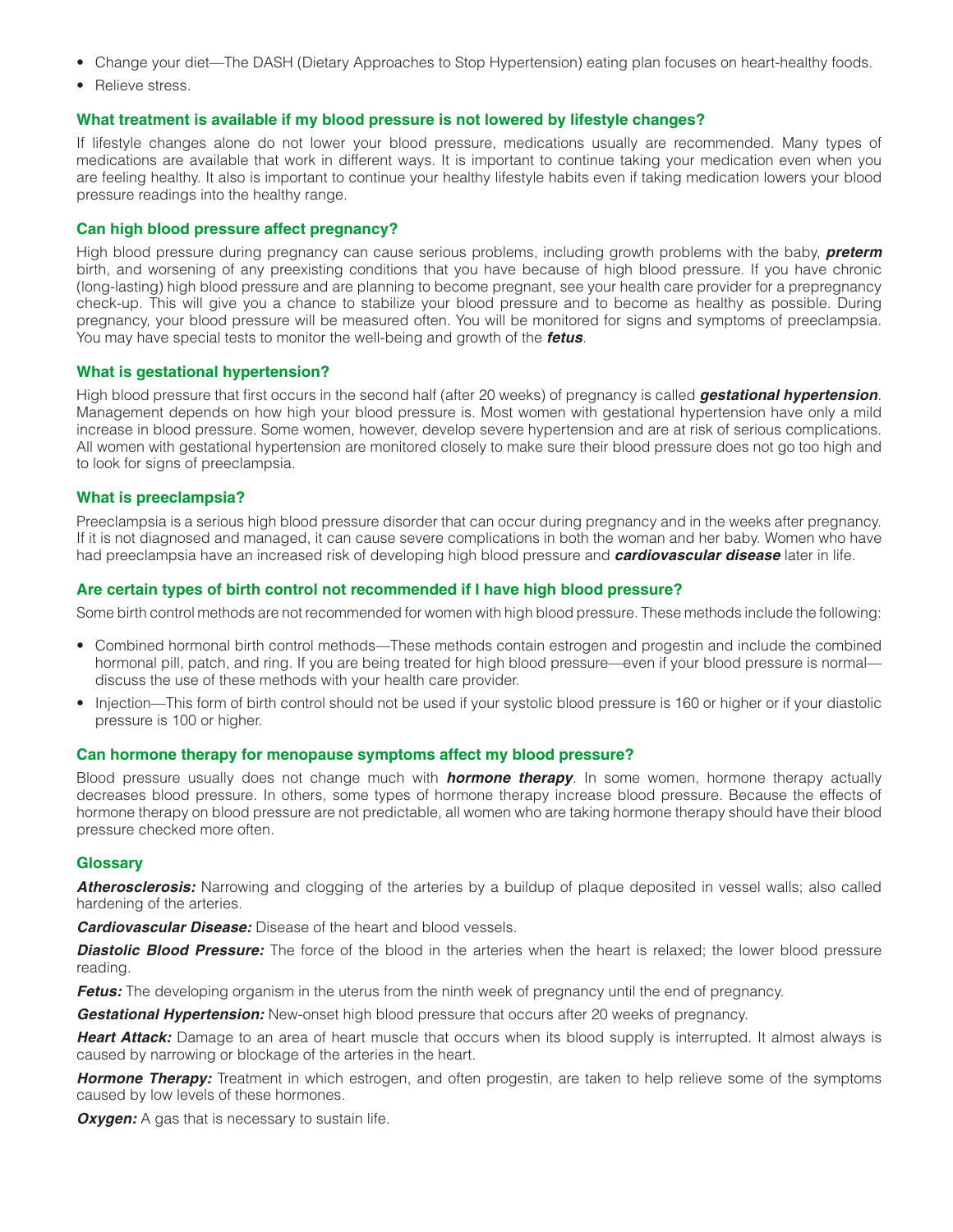- Change your diet—The DASH (Dietary Approaches to Stop Hypertension) eating plan focuses on heart-healthy foods.
- Relieve stress.

## What treatment is available if my blood pressure is not lowered by lifestyle changes?

If lifestyle changes alone do not lower your blood pressure, medications usually are recommended. Many types of medications are available that work in different ways. It is important to continue taking your medication even when you are feeling healthy. It also is important to continue your healthy lifestyle habits even if taking medication lowers your blood pressure readings into the healthy range.

## Can high blood pressure affect pregnancy?

High blood pressure during pregnancy can cause serious problems, including growth problems with the baby, ***preterm*** birth, and worsening of any preexisting conditions that you have because of high blood pressure. If you have chronic (long-lasting) high blood pressure and are planning to become pregnant, see your health care provider for a prepregnancy check-up. This will give you a chance to stabilize your blood pressure and to become as healthy as possible. During pregnancy, your blood pressure will be measured often. You will be monitored for signs and symptoms of preeclampsia. You may have special tests to monitor the well-being and growth of the ***fetus***.

## What is gestational hypertension?

High blood pressure that first occurs in the second half (after 20 weeks) of pregnancy is called ***gestational hypertension***. Management depends on how high your blood pressure is. Most women with gestational hypertension have only a mild increase in blood pressure. Some women, however, develop severe hypertension and are at risk of serious complications. All women with gestational hypertension are monitored closely to make sure their blood pressure does not go too high and to look for signs of preeclampsia.

## What is preeclampsia?

Preeclampsia is a serious high blood pressure disorder that can occur during pregnancy and in the weeks after pregnancy. If it is not diagnosed and managed, it can cause severe complications in both the woman and her baby. Women who have had preeclampsia have an increased risk of developing high blood pressure and ***cardiovascular disease*** later in life.

## Are certain types of birth control not recommended if I have high blood pressure?

Some birth control methods are not recommended for women with high blood pressure. These methods include the following:

- Combined hormonal birth control methods—These methods contain estrogen and progestin and include the combined hormonal pill, patch, and ring. If you are being treated for high blood pressure—even if your blood pressure is normal—discuss the use of these methods with your health care provider.
- Injection—This form of birth control should not be used if your systolic blood pressure is 160 or higher or if your diastolic pressure is 100 or higher.

## Can hormone therapy for menopause symptoms affect my blood pressure?

Blood pressure usually does not change much with ***hormone therapy***. In some women, hormone therapy actually decreases blood pressure. In others, some types of hormone therapy increase blood pressure. Because the effects of hormone therapy on blood pressure are not predictable, all women who are taking hormone therapy should have their blood pressure checked more often.

## Glossary

***Atherosclerosis:*** Narrowing and clogging of the arteries by a buildup of plaque deposited in vessel walls; also called hardening of the arteries.

***Cardiovascular Disease:*** Disease of the heart and blood vessels.

***Diastolic Blood Pressure:*** The force of the blood in the arteries when the heart is relaxed; the lower blood pressure reading.

***Fetus:*** The developing organism in the uterus from the ninth week of pregnancy until the end of pregnancy.

***Gestational Hypertension:*** New-onset high blood pressure that occurs after 20 weeks of pregnancy.

***Heart Attack:*** Damage to an area of heart muscle that occurs when its blood supply is interrupted. It almost always is caused by narrowing or blockage of the arteries in the heart.

***Hormone Therapy:*** Treatment in which estrogen, and often progestin, are taken to help relieve some of the symptoms caused by low levels of these hormones.

***Oxygen:*** A gas that is necessary to sustain life.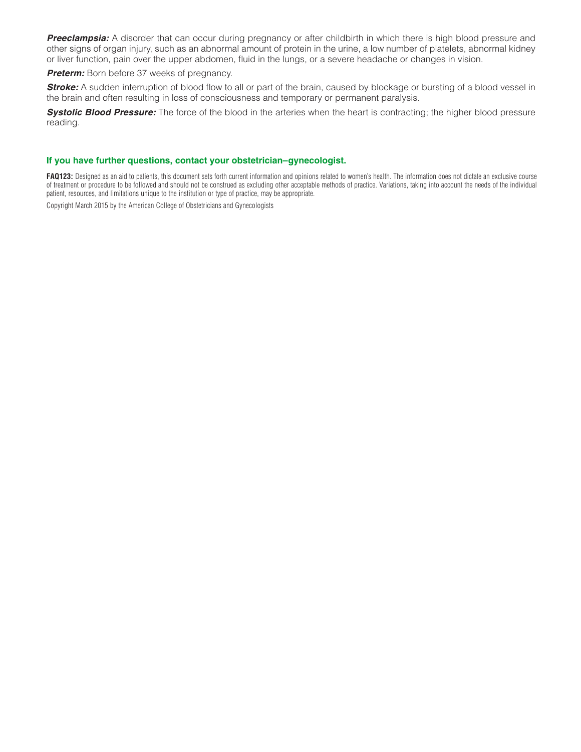***Preeclampsia:*** A disorder that can occur during pregnancy or after childbirth in which there is high blood pressure and other signs of organ injury, such as an abnormal amount of protein in the urine, a low number of platelets, abnormal kidney or liver function, pain over the upper abdomen, fluid in the lungs, or a severe headache or changes in vision.

***Preterm:*** Born before 37 weeks of pregnancy.

***Stroke:*** A sudden interruption of blood flow to all or part of the brain, caused by blockage or bursting of a blood vessel in the brain and often resulting in loss of consciousness and temporary or permanent paralysis.

***Systolic Blood Pressure:*** The force of the blood in the arteries when the heart is contracting; the higher blood pressure reading.

**If you have further questions, contact your obstetrician–gynecologist.**

**FAQ123:** Designed as an aid to patients, this document sets forth current information and opinions related to women's health. The information does not dictate an exclusive course of treatment or procedure to be followed and should not be construed as excluding other acceptable methods of practice. Variations, taking into account the needs of the individual patient, resources, and limitations unique to the institution or type of practice, may be appropriate.

Copyright March 2015 by the American College of Obstetricians and Gynecologists